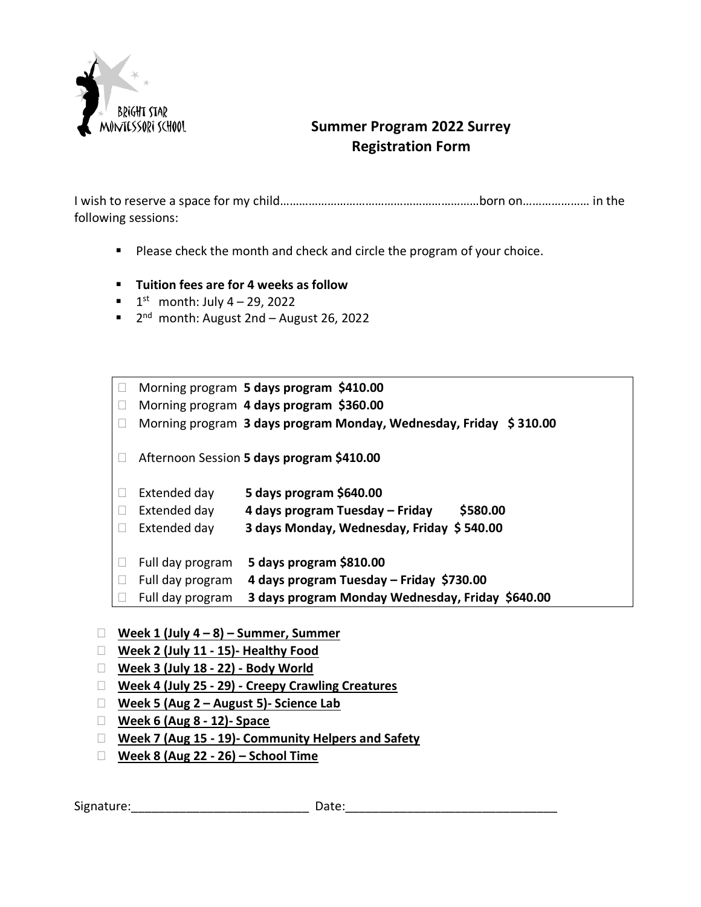BRIGHT STAR MONTESSORI SCHOOL

## Summer Program 2022 Surrey
## Registration Form

I wish to reserve a space for my child……………………………………………………born on………………… in the following sessions:

- Please check the month and check and circle the program of your choice.

- **Tuition fees are for 4 weeks as follow**
- 1st month: July 4 – 29, 2022
- 2nd month: August 2nd – August 26, 2022

- ☐ Morning program **5 days program $410.00**
- ☐ Morning program **4 days program $360.00**
- ☐ Morning program **3 days program Monday, Wednesday, Friday $ 310.00**

- ☐ Afternoon Session **5 days program $410.00**

- ☐ Extended day **5 days program $640.00**
- ☐ Extended day **4 days program Tuesday – Friday $580.00**
- ☐ Extended day **3 days Monday, Wednesday, Friday $ 540.00**

- ☐ Full day program **5 days program $810.00**
- ☐ Full day program **4 days program Tuesday – Friday $730.00**
- ☐ Full day program **3 days program Monday Wednesday, Friday $640.00**

- ☐ **Week 1 (July 4 – 8) – Summer, Summer**
- ☐ **Week 2 (July 11 - 15)- Healthy Food**
- ☐ **Week 3 (July 18 - 22) - Body World**
- ☐ **Week 4 (July 25 - 29) - Creepy Crawling Creatures**
- ☐ **Week 5 (Aug 2 – August 5)- Science Lab**
- ☐ **Week 6 (Aug 8 - 12)- Space**
- ☐ **Week 7 (Aug 15 - 19)- Community Helpers and Safety**
- ☐ **Week 8 (Aug 22 - 26) – School Time**

Signature:__________________________ Date:_______________________________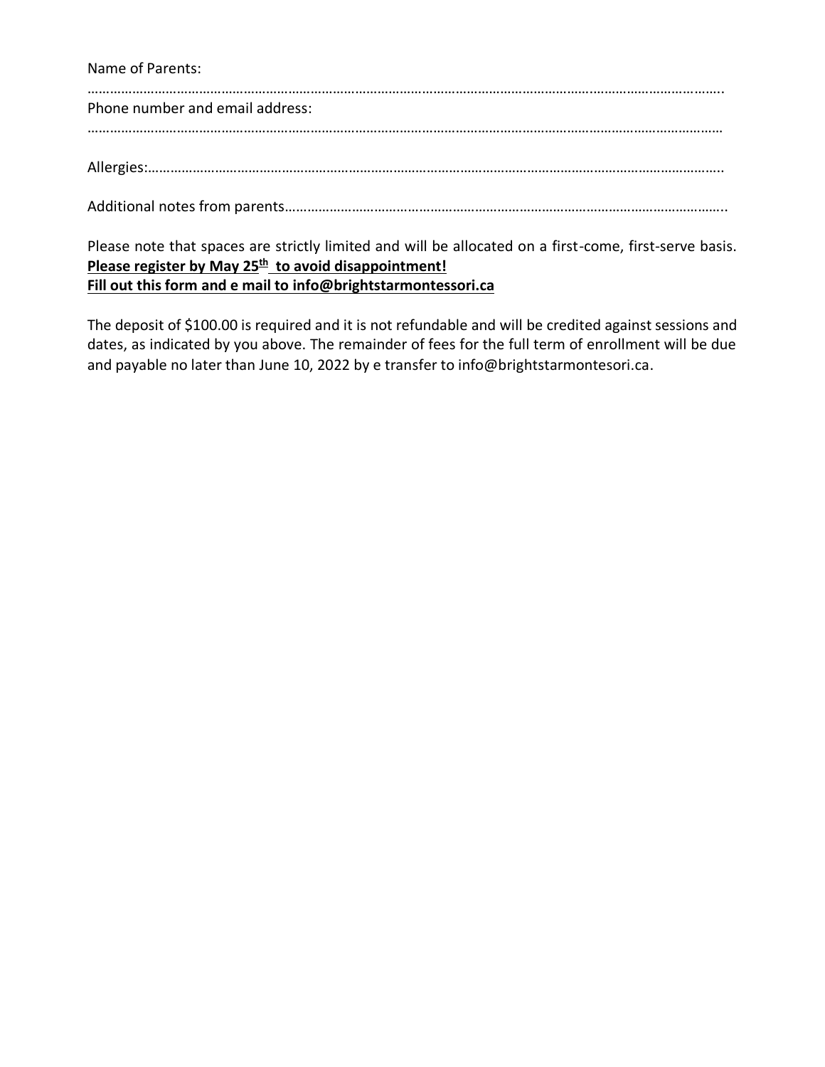Name of Parents:

…………………………………………………………………………………………………………………………………………………..

Phone number and email address:

………………………………………………………………………………………………………………………………………………………

Allergies:…………………………………………………………………………………………………………………………………………..

Additional notes from parents……………………………………………………………………………………………………………..

Please note that spaces are strictly limited and will be allocated on a first-come, first-serve basis.
**Please register by May 25th to avoid disappointment!**
**Fill out this form and e mail to info@brightstarmontessori.ca**

The deposit of $100.00 is required and it is not refundable and will be credited against sessions and dates, as indicated by you above. The remainder of fees for the full term of enrollment will be due and payable no later than June 10, 2022 by e transfer to info@brightstarmontesori.ca.